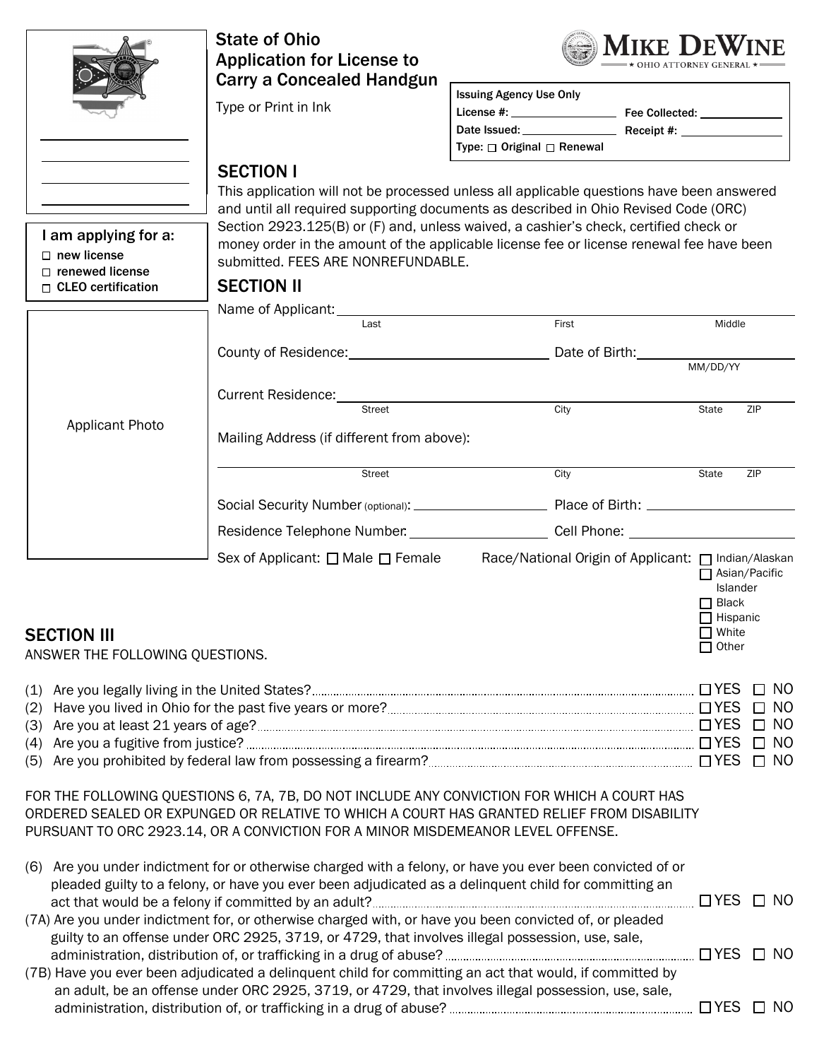# State of Ohio Application for License to Carry a Concealed Handgun

Type or Print in Ink

MIKE DEWINE — OHIO ATTORNEY GENERAL

| Issuing Agency Use Only | |
|---|---|
| License #: ____________ | Fee Collected: ____________ |
| Date Issued: ____________ | Receipt #: ____________ |
| Type: ☐ Original ☐ Renewal | |

**I am applying for a:**

- ☐ new license
- ☐ renewed license
- ☐ CLEO certification

## SECTION I

This application will not be processed unless all applicable questions have been answered and until all required supporting documents as described in Ohio Revised Code (ORC) Section 2923.125(B) or (F) and, unless waived, a cashier's check, certified check or money order in the amount of the applicable license fee or license renewal fee have been submitted. FEES ARE NONREFUNDABLE.

## SECTION II

Applicant Photo

Name of Applicant: ______________________________
Last First Middle

County of Residence: ____________________ Date of Birth: ____________ (MM/DD/YY)

Current Residence: ______________________________
Street City State ZIP

Mailing Address (if different from above):

______________________________
Street City State ZIP

Social Security Number (optional): ____________ Place of Birth: ____________

Residence Telephone Number: ____________ Cell Phone: ____________

Sex of Applicant: ☐ Male ☐ Female

Race/National Origin of Applicant:
- ☐ Indian/Alaskan
- ☐ Asian/Pacific Islander
- ☐ Black
- ☐ Hispanic
- ☐ White
- ☐ Other

## SECTION III

ANSWER THE FOLLOWING QUESTIONS.

(1) Are you legally living in the United States? ☐ YES ☐ NO

(2) Have you lived in Ohio for the past five years or more? ☐ YES ☐ NO

(3) Are you at least 21 years of age? ☐ YES ☐ NO

(4) Are you a fugitive from justice? ☐ YES ☐ NO

(5) Are you prohibited by federal law from possessing a firearm? ☐ YES ☐ NO

FOR THE FOLLOWING QUESTIONS 6, 7A, 7B, DO NOT INCLUDE ANY CONVICTION FOR WHICH A COURT HAS ORDERED SEALED OR EXPUNGED OR RELATIVE TO WHICH A COURT HAS GRANTED RELIEF FROM DISABILITY PURSUANT TO ORC 2923.14, OR A CONVICTION FOR A MINOR MISDEMEANOR LEVEL OFFENSE.

(6) Are you under indictment for or otherwise charged with a felony, or have you ever been convicted of or pleaded guilty to a felony, or have you ever been adjudicated as a delinquent child for committing an act that would be a felony if committed by an adult? ☐ YES ☐ NO

(7A) Are you under indictment for, or otherwise charged with, or have you been convicted of, or pleaded guilty to an offense under ORC 2925, 3719, or 4729, that involves illegal possession, use, sale, administration, distribution of, or trafficking in a drug of abuse? ☐ YES ☐ NO

(7B) Have you ever been adjudicated a delinquent child for committing an act that would, if committed by an adult, be an offense under ORC 2925, 3719, or 4729, that involves illegal possession, use, sale, administration, distribution of, or trafficking in a drug of abuse? ☐ YES ☐ NO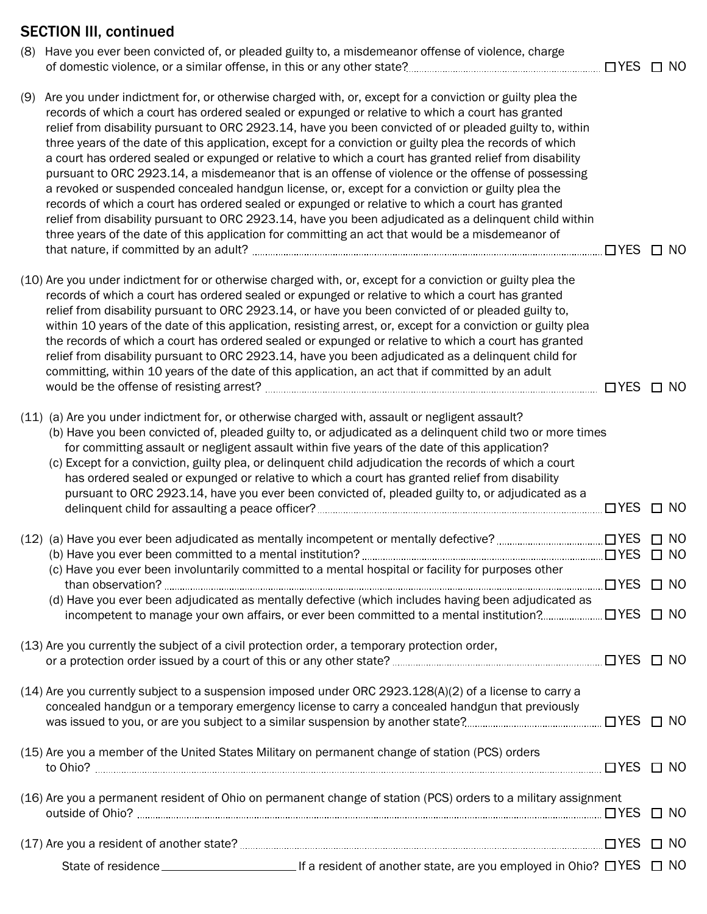## SECTION III, continued

(8) Have you ever been convicted of, or pleaded guilty to, a misdemeanor offense of violence, charge of domestic violence, or a similar offense, in this or any other state? ☐ YES ☐ NO

(9) Are you under indictment for, or otherwise charged with, or, except for a conviction or guilty plea the records of which a court has ordered sealed or expunged or relative to which a court has granted relief from disability pursuant to ORC 2923.14, have you been convicted of or pleaded guilty to, within three years of the date of this application, except for a conviction or guilty plea the records of which a court has ordered sealed or expunged or relative to which a court has granted relief from disability pursuant to ORC 2923.14, a misdemeanor that is an offense of violence or the offense of possessing a revoked or suspended concealed handgun license, or, except for a conviction or guilty plea the records of which a court has ordered sealed or expunged or relative to which a court has granted relief from disability pursuant to ORC 2923.14, have you been adjudicated as a delinquent child within three years of the date of this application for committing an act that would be a misdemeanor of that nature, if committed by an adult? ☐ YES ☐ NO

(10) Are you under indictment for or otherwise charged with, or, except for a conviction or guilty plea the records of which a court has ordered sealed or expunged or relative to which a court has granted relief from disability pursuant to ORC 2923.14, or have you been convicted of or pleaded guilty to, within 10 years of the date of this application, resisting arrest, or, except for a conviction or guilty plea the records of which a court has ordered sealed or expunged or relative to which a court has granted relief from disability pursuant to ORC 2923.14, have you been adjudicated as a delinquent child for committing, within 10 years of the date of this application, an act that if committed by an adult would be the offense of resisting arrest? ☐ YES ☐ NO

(11) (a) Are you under indictment for, or otherwise charged with, assault or negligent assault?
(b) Have you been convicted of, pleaded guilty to, or adjudicated as a delinquent child two or more times for committing assault or negligent assault within five years of the date of this application?
(c) Except for a conviction, guilty plea, or delinquent child adjudication the records of which a court has ordered sealed or expunged or relative to which a court has granted relief from disability pursuant to ORC 2923.14, have you ever been convicted of, pleaded guilty to, or adjudicated as a delinquent child for assaulting a peace officer? ☐ YES ☐ NO

(12) (a) Have you ever been adjudicated as mentally incompetent or mentally defective? ☐ YES ☐ NO
(b) Have you ever been committed to a mental institution? ☐ YES ☐ NO
(c) Have you ever been involuntarily committed to a mental hospital or facility for purposes other than observation? ☐ YES ☐ NO
(d) Have you ever been adjudicated as mentally defective (which includes having been adjudicated as incompetent to manage your own affairs, or ever been committed to a mental institution? ☐ YES ☐ NO

(13) Are you currently the subject of a civil protection order, a temporary protection order, or a protection order issued by a court of this or any other state? ☐ YES ☐ NO

(14) Are you currently subject to a suspension imposed under ORC 2923.128(A)(2) of a license to carry a concealed handgun or a temporary emergency license to carry a concealed handgun that previously was issued to you, or are you subject to a similar suspension by another state? ☐ YES ☐ NO

(15) Are you a member of the United States Military on permanent change of station (PCS) orders to Ohio? ☐ YES ☐ NO

(16) Are you a permanent resident of Ohio on permanent change of station (PCS) orders to a military assignment outside of Ohio? ☐ YES ☐ NO

(17) Are you a resident of another state? ☐ YES ☐ NO

State of residence ____________________ If a resident of another state, are you employed in Ohio? ☐ YES ☐ NO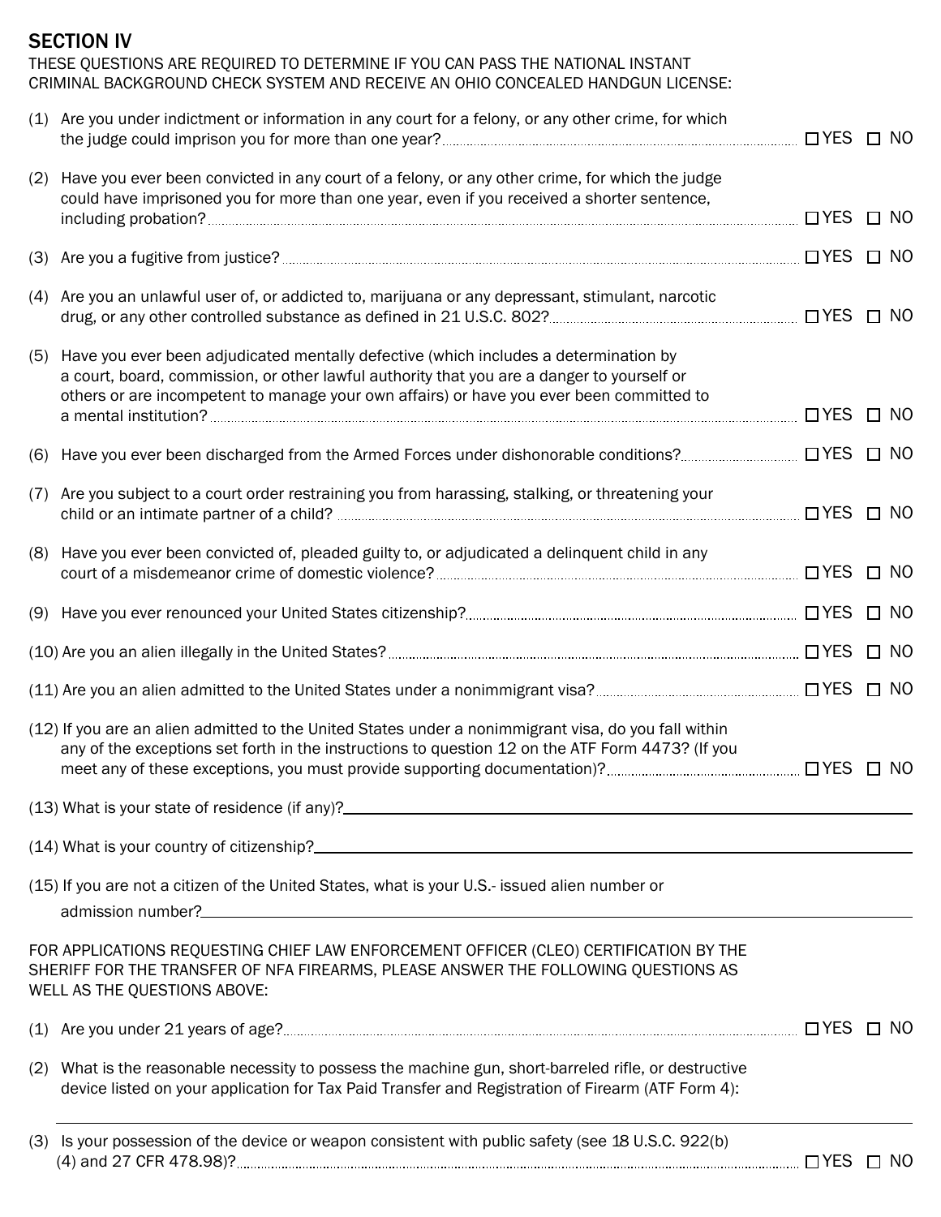## SECTION IV

THESE QUESTIONS ARE REQUIRED TO DETERMINE IF YOU CAN PASS THE NATIONAL INSTANT CRIMINAL BACKGROUND CHECK SYSTEM AND RECEIVE AN OHIO CONCEALED HANDGUN LICENSE:

(1) Are you under indictment or information in any court for a felony, or any other crime, for which the judge could imprison you for more than one year? ☐ YES ☐ NO

(2) Have you ever been convicted in any court of a felony, or any other crime, for which the judge could have imprisoned you for more than one year, even if you received a shorter sentence, including probation? ☐ YES ☐ NO

(3) Are you a fugitive from justice? ☐ YES ☐ NO

(4) Are you an unlawful user of, or addicted to, marijuana or any depressant, stimulant, narcotic drug, or any other controlled substance as defined in 21 U.S.C. 802? ☐ YES ☐ NO

(5) Have you ever been adjudicated mentally defective (which includes a determination by a court, board, commission, or other lawful authority that you are a danger to yourself or others or are incompetent to manage your own affairs) or have you ever been committed to a mental institution? ☐ YES ☐ NO

(6) Have you ever been discharged from the Armed Forces under dishonorable conditions? ☐ YES ☐ NO

(7) Are you subject to a court order restraining you from harassing, stalking, or threatening your child or an intimate partner of a child? ☐ YES ☐ NO

(8) Have you ever been convicted of, pleaded guilty to, or adjudicated a delinquent child in any court of a misdemeanor crime of domestic violence? ☐ YES ☐ NO

(9) Have you ever renounced your United States citizenship? ☐ YES ☐ NO

(10) Are you an alien illegally in the United States? ☐ YES ☐ NO

(11) Are you an alien admitted to the United States under a nonimmigrant visa? ☐ YES ☐ NO

(12) If you are an alien admitted to the United States under a nonimmigrant visa, do you fall within any of the exceptions set forth in the instructions to question 12 on the ATF Form 4473? (If you meet any of these exceptions, you must provide supporting documentation)? ☐ YES ☐ NO

(13) What is your state of residence (if any)? ______________________________

(14) What is your country of citizenship? ______________________________

(15) If you are not a citizen of the United States, what is your U.S.- issued alien number or admission number? ______________________________

FOR APPLICATIONS REQUESTING CHIEF LAW ENFORCEMENT OFFICER (CLEO) CERTIFICATION BY THE SHERIFF FOR THE TRANSFER OF NFA FIREARMS, PLEASE ANSWER THE FOLLOWING QUESTIONS AS WELL AS THE QUESTIONS ABOVE:

(1) Are you under 21 years of age? ☐ YES ☐ NO

(2) What is the reasonable necessity to possess the machine gun, short-barreled rifle, or destructive device listed on your application for Tax Paid Transfer and Registration of Firearm (ATF Form 4):

______________________________

(3) Is your possession of the device or weapon consistent with public safety (see 18 U.S.C. 922(b)(4) and 27 CFR 478.98)? ☐ YES ☐ NO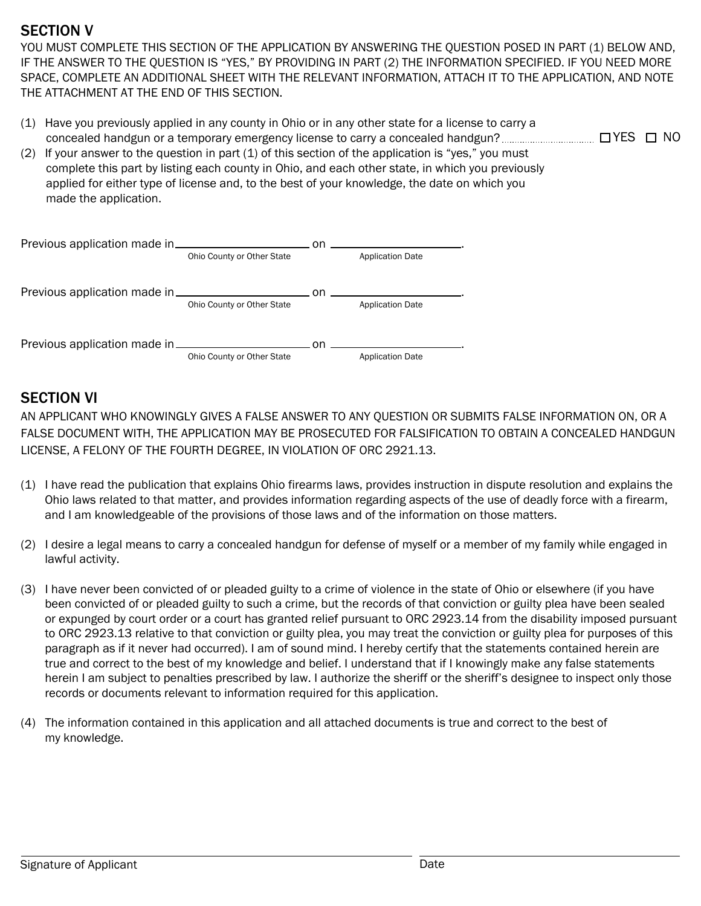## SECTION V

YOU MUST COMPLETE THIS SECTION OF THE APPLICATION BY ANSWERING THE QUESTION POSED IN PART (1) BELOW AND, IF THE ANSWER TO THE QUESTION IS "YES," BY PROVIDING IN PART (2) THE INFORMATION SPECIFIED. IF YOU NEED MORE SPACE, COMPLETE AN ADDITIONAL SHEET WITH THE RELEVANT INFORMATION, ATTACH IT TO THE APPLICATION, AND NOTE THE ATTACHMENT AT THE END OF THIS SECTION.

(1) Have you previously applied in any county in Ohio or in any other state for a license to carry a concealed handgun or a temporary emergency license to carry a concealed handgun? ☐ YES ☐ NO

(2) If your answer to the question in part (1) of this section of the application is "yes," you must complete this part by listing each county in Ohio, and each other state, in which you previously applied for either type of license and, to the best of your knowledge, the date on which you made the application.

Previous application made in \_\_\_\_\_\_\_\_\_\_\_\_\_\_\_\_\_\_\_\_ on \_\_\_\_\_\_\_\_\_\_\_\_\_\_\_\_\_\_\_\_.
(Ohio County or Other State) (Application Date)

Previous application made in \_\_\_\_\_\_\_\_\_\_\_\_\_\_\_\_\_\_\_\_ on \_\_\_\_\_\_\_\_\_\_\_\_\_\_\_\_\_\_\_\_.
(Ohio County or Other State) (Application Date)

Previous application made in \_\_\_\_\_\_\_\_\_\_\_\_\_\_\_\_\_\_\_\_ on \_\_\_\_\_\_\_\_\_\_\_\_\_\_\_\_\_\_\_\_.
(Ohio County or Other State) (Application Date)

## SECTION VI

AN APPLICANT WHO KNOWINGLY GIVES A FALSE ANSWER TO ANY QUESTION OR SUBMITS FALSE INFORMATION ON, OR A FALSE DOCUMENT WITH, THE APPLICATION MAY BE PROSECUTED FOR FALSIFICATION TO OBTAIN A CONCEALED HANDGUN LICENSE, A FELONY OF THE FOURTH DEGREE, IN VIOLATION OF ORC 2921.13.

(1) I have read the publication that explains Ohio firearms laws, provides instruction in dispute resolution and explains the Ohio laws related to that matter, and provides information regarding aspects of the use of deadly force with a firearm, and I am knowledgeable of the provisions of those laws and of the information on those matters.

(2) I desire a legal means to carry a concealed handgun for defense of myself or a member of my family while engaged in lawful activity.

(3) I have never been convicted of or pleaded guilty to a crime of violence in the state of Ohio or elsewhere (if you have been convicted of or pleaded guilty to such a crime, but the records of that conviction or guilty plea have been sealed or expunged by court order or a court has granted relief pursuant to ORC 2923.14 from the disability imposed pursuant to ORC 2923.13 relative to that conviction or guilty plea, you may treat the conviction or guilty plea for purposes of this paragraph as if it never had occurred). I am of sound mind. I hereby certify that the statements contained herein are true and correct to the best of my knowledge and belief. I understand that if I knowingly make any false statements herein I am subject to penalties prescribed by law. I authorize the sheriff or the sheriff's designee to inspect only those records or documents relevant to information required for this application.

(4) The information contained in this application and all attached documents is true and correct to the best of my knowledge.

\_\_\_\_\_\_\_\_\_\_\_\_\_\_\_\_\_\_\_\_\_\_\_\_\_\_\_\_\_\_ \_\_\_\_\_\_\_\_\_\_\_\_\_\_\_\_\_\_\_\_
Signature of Applicant Date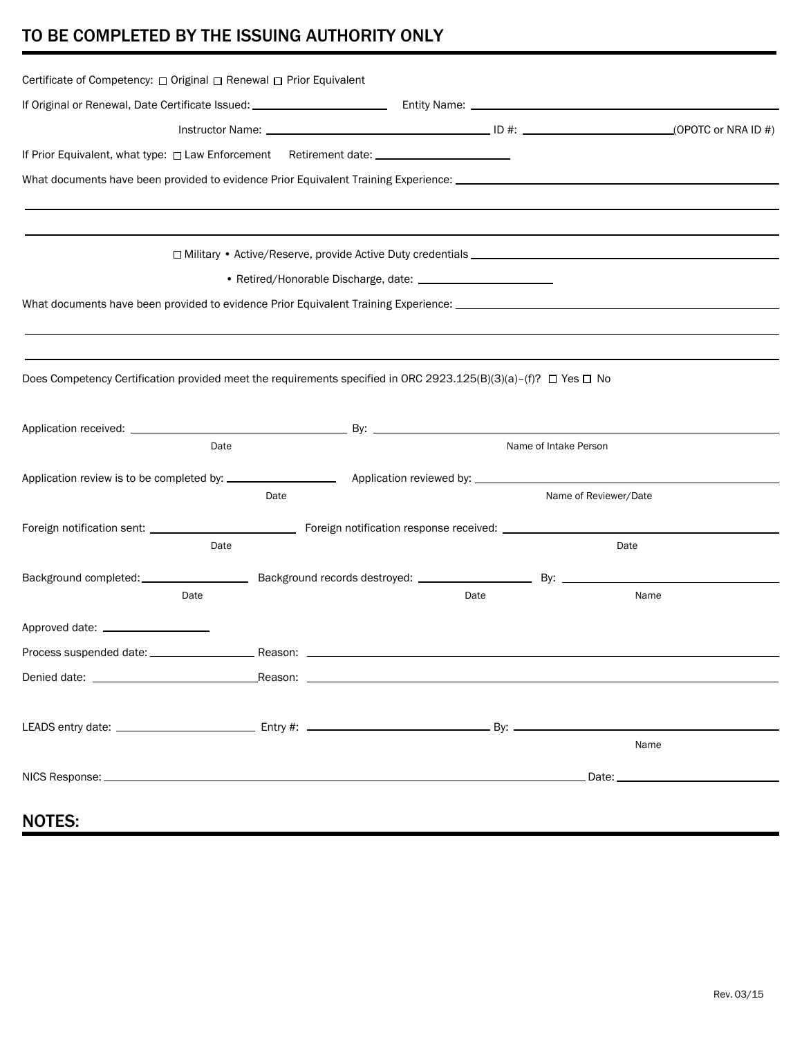## TO BE COMPLETED BY THE ISSUING AUTHORITY ONLY

Certificate of Competency: ☐ Original ☐ Renewal ☐ Prior Equivalent

If Original or Renewal, Date Certificate Issued: ____________________ Entity Name: ______________________________

Instructor Name: ______________________________ ID #: ____________________ (OPOTC or NRA ID #)

If Prior Equivalent, what type: ☐ Law Enforcement Retirement date: ____________________

What documents have been provided to evidence Prior Equivalent Training Experience: ______________________________

______________________________________________________________________

______________________________________________________________________

☐ Military • Active/Reserve, provide Active Duty credentials ______________________________

• Retired/Honorable Discharge, date: ____________________

What documents have been provided to evidence Prior Equivalent Training Experience: ______________________________

______________________________________________________________________

______________________________________________________________________

Does Competency Certification provided meet the requirements specified in ORC 2923.125(B)(3)(a)–(f)? ☐ Yes ☐ No

Application received: ____________________ (Date) By: ______________________________ (Name of Intake Person)

Application review is to be completed by: ____________________ (Date) Application reviewed by: ______________________________ (Name of Reviewer/Date)

Foreign notification sent: ____________________ (Date) Foreign notification response received: ____________________ (Date)

Background completed: ____________________ (Date) Background records destroyed: ____________________ (Date) By: ____________________ (Name)

Approved date: ____________________

Process suspended date: ____________________ Reason: ______________________________

Denied date: ____________________ Reason: ______________________________

LEADS entry date: ____________________ Entry #: ____________________ By: ____________________ (Name)

NICS Response: ______________________________ Date: ____________________

## NOTES:

Rev. 03/15